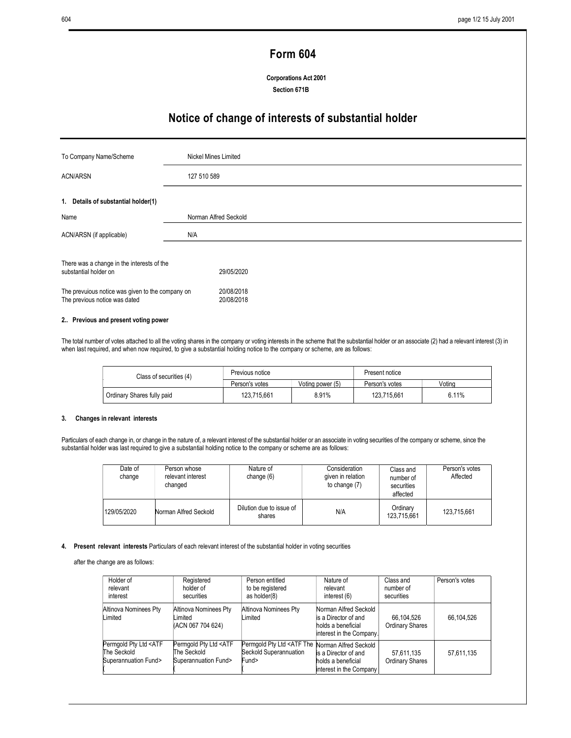# Form 604

**Corporations Act 2001**

**Section 671B**

## Notice of change of interests of substantial holder

| | |
|---|---|
| To Company Name/Scheme | Nickel Mines Limited |
| ACN/ARSN | 127 510 589 |

**1. Details of substantial holder(1)**

| | |
|---|---|
| Name | Norman Alfred Seckold |
| ACN/ARSN (if applicable) | N/A |

| | |
|---|---|
| There was a change in the interests of the substantial holder on | 29/05/2020 |
| The prevuious notice was given to the company on | 20/08/2018 |
| The previous notice was dated | 20/08/2018 |

**2.. Previous and present voting power**

The total number of votes attached to all the voting shares in the company or voting interests in the scheme that the substantial holder or an associate (2) had a relevant interest (3) in when last required, and when now required, to give a substantial holding notice to the company or scheme, are as follows:

| Class of securities (4) | Previous notice | | Present notice | |
|---|---|---|---|---|
| | Person's votes | Voting power (5) | Person's votes | Voting |
| Ordinary Shares fully paid | 123,715,661 | 8.91% | 123,715,661 | 6.11% |

**3. Changes in relevant interests**

Particulars of each change in, or change in the nature of, a relevant interest of the substantial holder or an associate in voting securities of the company or scheme, since the substantial holder was last required to give a substantial holding notice to the company or scheme are as follows:

| Date of change | Person whose relevant interest changed | Nature of change (6) | Consideration given in relation to change (7) | Class and number of securities affected | Person's votes Affected |
|---|---|---|---|---|---|
| 129/05/2020 | Norman Alfred Seckold | Dilution due to issue of shares | N/A | Ordinary 123,715,661 | 123,715,661 |

**4. Present relevant interests** Particulars of each relevant interest of the substantial holder in voting securities

after the change are as follows:

| Holder of relevant interest | Registered holder of securities | Person entitled to be registered as holder(8) | Nature of relevant interest (6) | Class and number of securities | Person's votes |
|---|---|---|---|---|---|
| Altinova Nominees Pty Limited | Altinova Nominees Pty Limited (ACN 067 704 624) | Altinova Nominees Pty Limited | Norman Alfred Seckold is a Director of and holds a beneficial interest in the Company. | 66,104,526 Ordinary Shares | 66,104,526 |
| Permgold Pty Ltd <ATF The Seckold Superannuation Fund> ( | Permgold Pty Ltd <ATF The Seckold Superannuation Fund> ( | Permgold Pty Ltd <ATF The Seckold Superannuation Fund> ( | Norman Alfred Seckold is a Director of and holds a beneficial interest in the Company | 57,611,135 Ordinary Shares | 57,611,135 |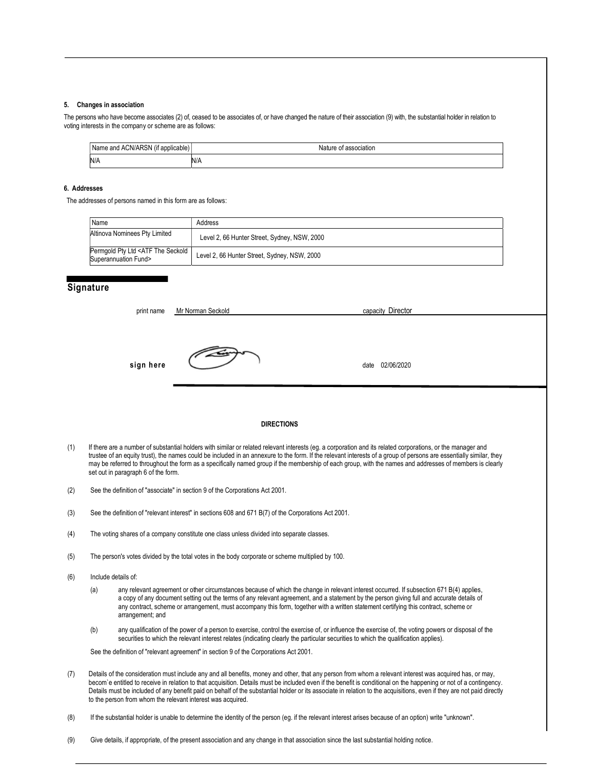### 5. Changes in association

The persons who have become associates (2) of, ceased to be associates of, or have changed the nature of their association (9) with, the substantial holder in relation to voting interests in the company or scheme are as follows:

| Name and ACN/ARSN (if applicable) | Nature of association |
|---|---|
| N/A | N/A |

### 6. Addresses

The addresses of persons named in this form are as follows:

| Name | Address |
|---|---|
| Altinova Nominees Pty Limited | Level 2, 66 Hunter Street, Sydney, NSW, 2000 |
| Permgold Pty Ltd <ATF The Seckold Superannuation Fund> | Level 2, 66 Hunter Street, Sydney, NSW, 2000 |

## Signature

print name Mr Norman Seckold capacity Director

sign here date 02/06/2020

**DIRECTIONS**

(1) If there are a number of substantial holders with similar or related relevant interests (eg. a corporation and its related corporations, or the manager and trustee of an equity trust), the names could be included in an annexure to the form. If the relevant interests of a group of persons are essentially similar, they may be referred to throughout the form as a specifically named group if the membership of each group, with the names and addresses of members is clearly set out in paragraph 6 of the form.

(2) See the definition of "associate" in section 9 of the Corporations Act 2001.

(3) See the definition of "relevant interest" in sections 608 and 671 B(7) of the Corporations Act 2001.

(4) The voting shares of a company constitute one class unless divided into separate classes.

(5) The person's votes divided by the total votes in the body corporate or scheme multiplied by 100.

(6) Include details of:

(a) any relevant agreement or other circumstances because of which the change in relevant interest occurred. If subsection 671 B(4) applies, a copy of any document setting out the terms of any relevant agreement, and a statement by the person giving full and accurate details of any contract, scheme or arrangement, must accompany this form, together with a written statement certifying this contract, scheme or arrangement; and

(b) any qualification of the power of a person to exercise, control the exercise of, or influence the exercise of, the voting powers or disposal of the securities to which the relevant interest relates (indicating clearly the particular securities to which the qualification applies).

See the definition of "relevant agreement" in section 9 of the Corporations Act 2001.

(7) Details of the consideration must include any and all benefits, money and other, that any person from whom a relevant interest was acquired has, or may, becom`e entitled to receive in relation to that acquisition. Details must be included even if the benefit is conditional on the happening or not of a contingency. Details must be included of any benefit paid on behalf of the substantial holder or its associate in relation to the acquisitions, even if they are not paid directly to the person from whom the relevant interest was acquired.

(8) If the substantial holder is unable to determine the identity of the person (eg. if the relevant interest arises because of an option) write "unknown".

(9) Give details, if appropriate, of the present association and any change in that association since the last substantial holding notice.